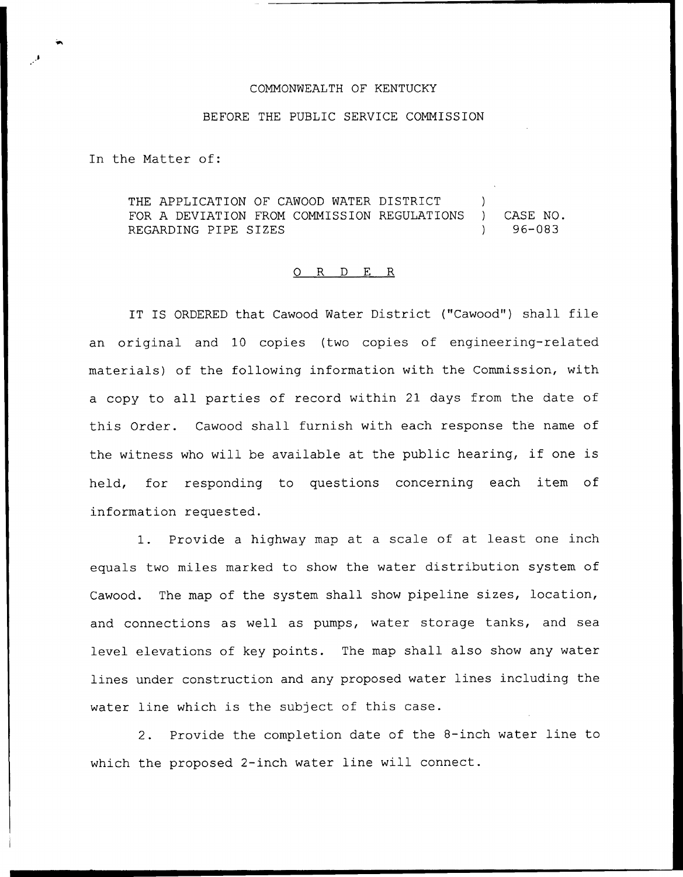COMMONWEALTH OF KENTUCKY

BEFORE THE PUBLIC SERVICE COMMISSION

In the Matter of:

| | | |
|---|---|---|
| THE APPLICATION OF CAWOOD WATER DISTRICT | ) | |
| FOR A DEVIATION FROM COMMISSION REGULATIONS | ) | CASE NO. |
| REGARDING PIPE SIZES | ) | 96-083 |

## O R D E R

IT IS ORDERED that Cawood Water District ("Cawood") shall file an original and 10 copies (two copies of engineering-related materials) of the following information with the Commission, with a copy to all parties of record within 21 days from the date of this Order. Cawood shall furnish with each response the name of the witness who will be available at the public hearing, if one is held, for responding to questions concerning each item of information requested.

1. Provide a highway map at a scale of at least one inch equals two miles marked to show the water distribution system of Cawood. The map of the system shall show pipeline sizes, location, and connections as well as pumps, water storage tanks, and sea level elevations of key points. The map shall also show any water lines under construction and any proposed water lines including the water line which is the subject of this case.

2. Provide the completion date of the 8-inch water line to which the proposed 2-inch water line will connect.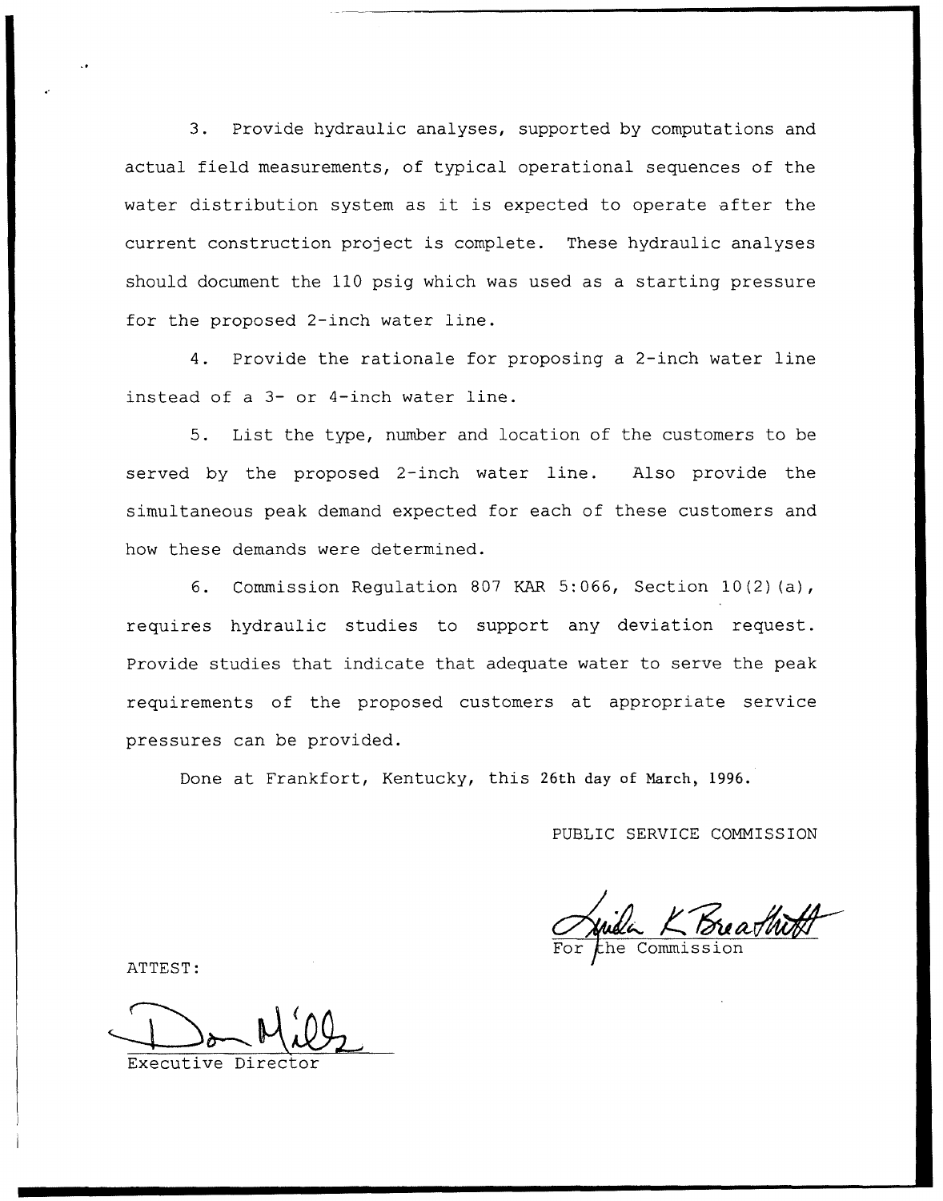3. Provide hydraulic analyses, supported by computations and actual field measurements, of typical operational sequences of the water distribution system as it is expected to operate after the current construction project is complete. These hydraulic analyses should document the 110 psig which was used as a starting pressure for the proposed 2-inch water line.

4. Provide the rationale for proposing a 2-inch water line instead of a 3- or 4-inch water line.

5. List the type, number and location of the customers to be served by the proposed 2-inch water line. Also provide the simultaneous peak demand expected for each of these customers and how these demands were determined.

6. Commission Regulation 807 KAR 5:066, Section 10(2)(a), requires hydraulic studies to support any deviation request. Provide studies that indicate that adequate water to serve the peak requirements of the proposed customers at appropriate service pressures can be provided.

Done at Frankfort, Kentucky, this 26th day of March, 1996.

PUBLIC SERVICE COMMISSION

For the Commission

ATTEST:

Executive Director